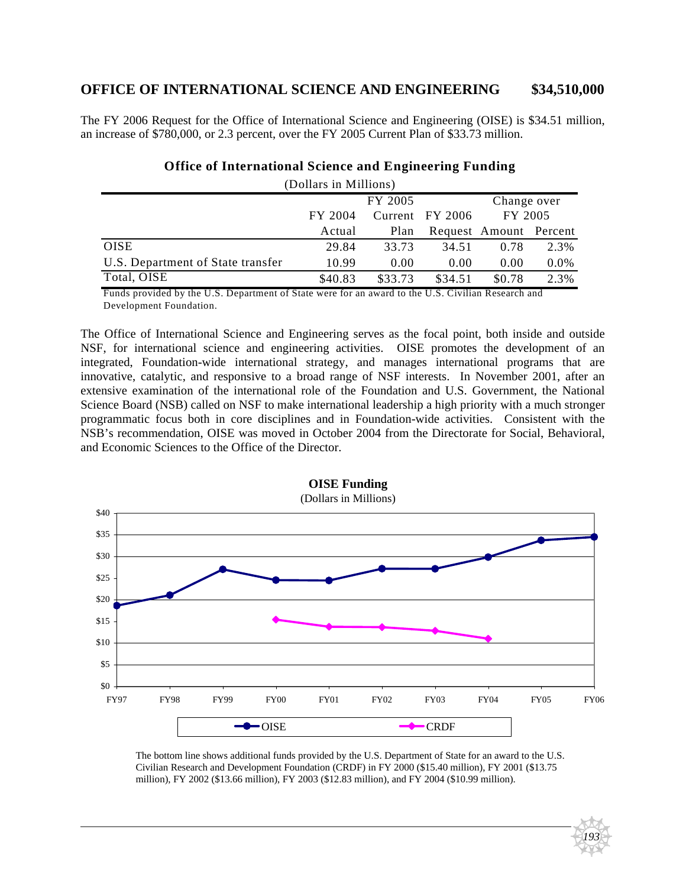## OFFICE OF INTERNATIONAL SCIENCE AND ENGINEERING $34,510,000

The FY 2006 Request for the Office of International Science and Engineering (OISE) is $34.51 million, an increase of $780,000, or 2.3 percent, over the FY 2005 Current Plan of $33.73 million.

**Office of International Science and Engineering Funding**

(Dollars in Millions)

| | FY 2004 Actual | FY 2005 Current Plan | FY 2006 Request | Change over FY 2005 | |
|---|---|---|---|---|---|
| | | | | Amount | Percent |
| OISE | 29.84 | 33.73 | 34.51 | 0.78 | 2.3% |
| U.S. Department of State transfer | 10.99 | 0.00 | 0.00 | 0.00 | 0.0% |
| Total, OISE | $40.83 | $33.73 | $34.51 | $0.78 | 2.3% |

Funds provided by the U.S. Department of State were for an award to the U.S. Civilian Research and Development Foundation.

The Office of International Science and Engineering serves as the focal point, both inside and outside NSF, for international science and engineering activities. OISE promotes the development of an integrated, Foundation-wide international strategy, and manages international programs that are innovative, catalytic, and responsive to a broad range of NSF interests. In November 2001, after an extensive examination of the international role of the Foundation and U.S. Government, the National Science Board (NSB) called on NSF to make international leadership a high priority with a much stronger programmatic focus both in core disciplines and in Foundation-wide activities. Consistent with the NSB's recommendation, OISE was moved in October 2004 from the Directorate for Social, Behavioral, and Economic Sciences to the Office of the Director.

**OISE Funding**

(Dollars in Millions)

The bottom line shows additional funds provided by the U.S. Department of State for an award to the U.S. Civilian Research and Development Foundation (CRDF) in FY 2000 ($15.40 million), FY 2001 ($13.75 million), FY 2002 ($13.66 million), FY 2003 ($12.83 million), and FY 2004 ($10.99 million).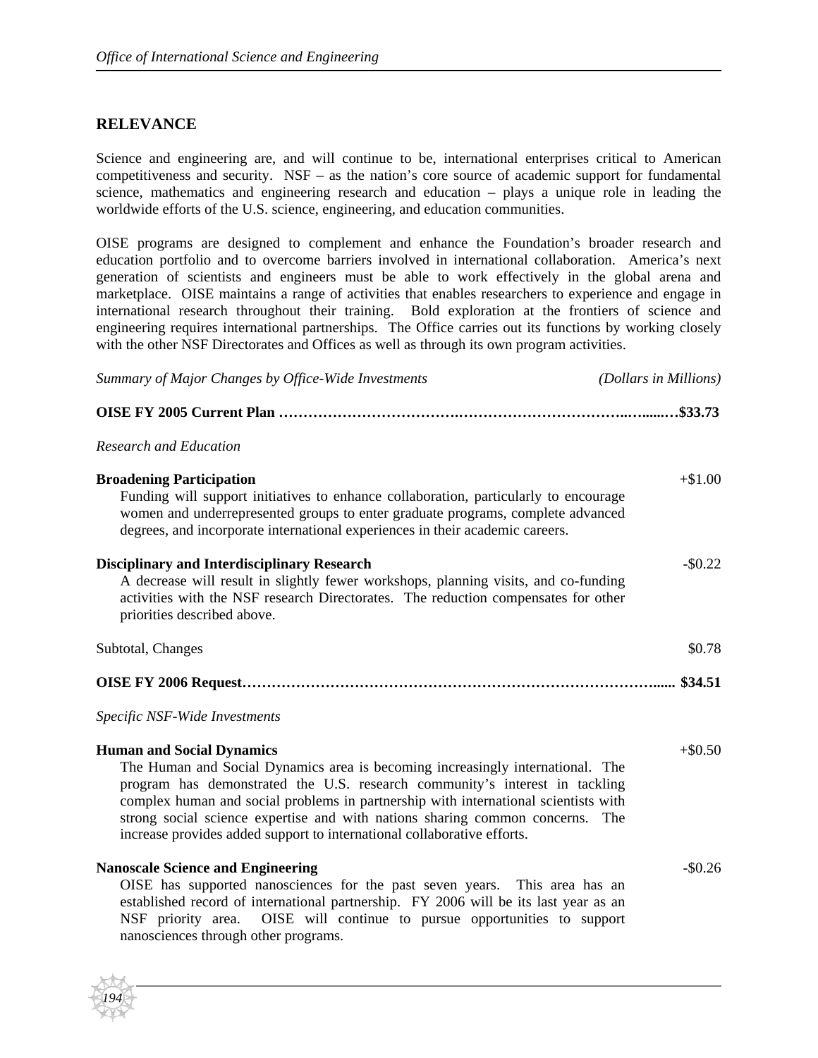## RELEVANCE

Science and engineering are, and will continue to be, international enterprises critical to American competitiveness and security. NSF – as the nation's core source of academic support for fundamental science, mathematics and engineering research and education – plays a unique role in leading the worldwide efforts of the U.S. science, engineering, and education communities.

OISE programs are designed to complement and enhance the Foundation's broader research and education portfolio and to overcome barriers involved in international collaboration. America's next generation of scientists and engineers must be able to work effectively in the global arena and marketplace. OISE maintains a range of activities that enables researchers to experience and engage in international research throughout their training. Bold exploration at the frontiers of science and engineering requires international partnerships. The Office carries out its functions by working closely with the other NSF Directorates and Offices as well as through its own program activities.

*Summary of Major Changes by Office-Wide Investments* *(Dollars in Millions)*

**OISE FY 2005 Current Plan ………………………………………………………………………$33.73**

*Research and Education*

**Broadening Participation** +$1.00

Funding will support initiatives to enhance collaboration, particularly to encourage women and underrepresented groups to enter graduate programs, complete advanced degrees, and incorporate international experiences in their academic careers.

**Disciplinary and Interdisciplinary Research** -$0.22

A decrease will result in slightly fewer workshops, planning visits, and co-funding activities with the NSF research Directorates. The reduction compensates for other priorities described above.

Subtotal, Changes $0.78

**OISE FY 2006 Request……………………………………………………………………………..... $34.51**

*Specific NSF-Wide Investments*

**Human and Social Dynamics** +$0.50

The Human and Social Dynamics area is becoming increasingly international. The program has demonstrated the U.S. research community's interest in tackling complex human and social problems in partnership with international scientists with strong social science expertise and with nations sharing common concerns. The increase provides added support to international collaborative efforts.

**Nanoscale Science and Engineering** -$0.26

OISE has supported nanosciences for the past seven years. This area has an established record of international partnership. FY 2006 will be its last year as an NSF priority area. OISE will continue to pursue opportunities to support nanosciences through other programs.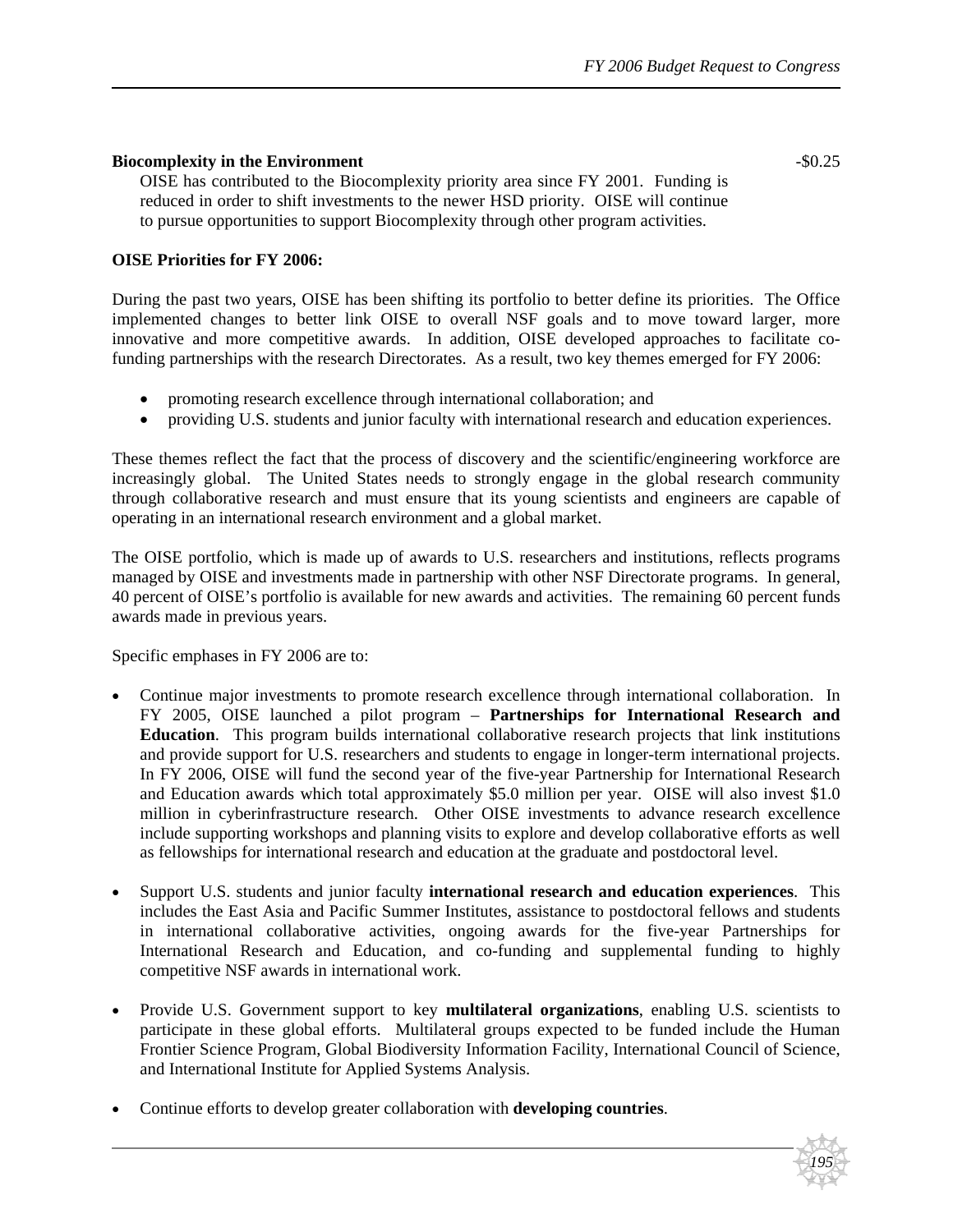**Biocomplexity in the Environment** -$0.25

OISE has contributed to the Biocomplexity priority area since FY 2001. Funding is reduced in order to shift investments to the newer HSD priority. OISE will continue to pursue opportunities to support Biocomplexity through other program activities.

**OISE Priorities for FY 2006:**

During the past two years, OISE has been shifting its portfolio to better define its priorities. The Office implemented changes to better link OISE to overall NSF goals and to move toward larger, more innovative and more competitive awards. In addition, OISE developed approaches to facilitate co-funding partnerships with the research Directorates. As a result, two key themes emerged for FY 2006:

- promoting research excellence through international collaboration; and
- providing U.S. students and junior faculty with international research and education experiences.

These themes reflect the fact that the process of discovery and the scientific/engineering workforce are increasingly global. The United States needs to strongly engage in the global research community through collaborative research and must ensure that its young scientists and engineers are capable of operating in an international research environment and a global market.

The OISE portfolio, which is made up of awards to U.S. researchers and institutions, reflects programs managed by OISE and investments made in partnership with other NSF Directorate programs. In general, 40 percent of OISE's portfolio is available for new awards and activities. The remaining 60 percent funds awards made in previous years.

Specific emphases in FY 2006 are to:

- Continue major investments to promote research excellence through international collaboration. In FY 2005, OISE launched a pilot program – **Partnerships for International Research and Education**. This program builds international collaborative research projects that link institutions and provide support for U.S. researchers and students to engage in longer-term international projects. In FY 2006, OISE will fund the second year of the five-year Partnership for International Research and Education awards which total approximately $5.0 million per year. OISE will also invest $1.0 million in cyberinfrastructure research. Other OISE investments to advance research excellence include supporting workshops and planning visits to explore and develop collaborative efforts as well as fellowships for international research and education at the graduate and postdoctoral level.

- Support U.S. students and junior faculty **international research and education experiences**. This includes the East Asia and Pacific Summer Institutes, assistance to postdoctoral fellows and students in international collaborative activities, ongoing awards for the five-year Partnerships for International Research and Education, and co-funding and supplemental funding to highly competitive NSF awards in international work.

- Provide U.S. Government support to key **multilateral organizations**, enabling U.S. scientists to participate in these global efforts. Multilateral groups expected to be funded include the Human Frontier Science Program, Global Biodiversity Information Facility, International Council of Science, and International Institute for Applied Systems Analysis.

- Continue efforts to develop greater collaboration with **developing countries**.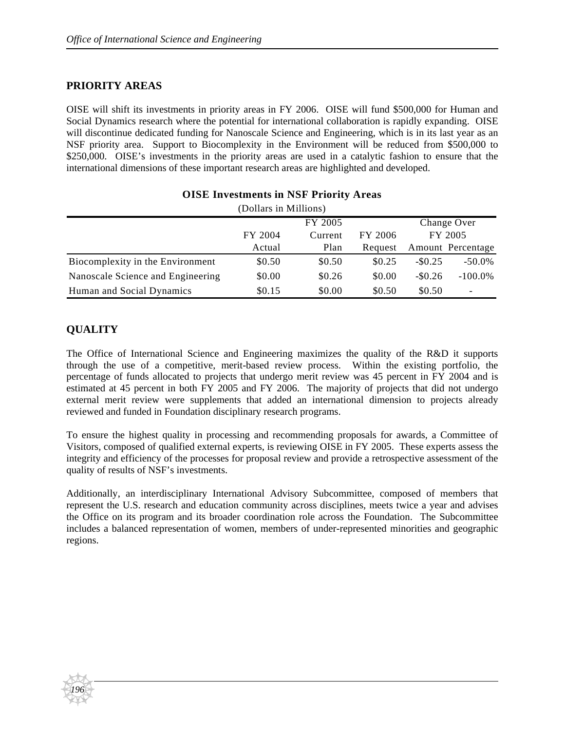## PRIORITY AREAS

OISE will shift its investments in priority areas in FY 2006. OISE will fund $500,000 for Human and Social Dynamics research where the potential for international collaboration is rapidly expanding. OISE will discontinue dedicated funding for Nanoscale Science and Engineering, which is in its last year as an NSF priority area. Support to Biocomplexity in the Environment will be reduced from $500,000 to $250,000. OISE's investments in the priority areas are used in a catalytic fashion to ensure that the international dimensions of these important research areas are highlighted and developed.

**OISE Investments in NSF Priority Areas**

(Dollars in Millions)

| | FY 2004 Actual | FY 2005 Current Plan | FY 2006 Request | Change Over FY 2005 | |
|---|---|---|---|---|---|
| | | | | Amount | Percentage |
| Biocomplexity in the Environment | $0.50 | $0.50 | $0.25 | -$0.25 | -50.0% |
| Nanoscale Science and Engineering | $0.00 | $0.26 | $0.00 | -$0.26 | -100.0% |
| Human and Social Dynamics | $0.15 | $0.00 | $0.50 | $0.50 | - |

## QUALITY

The Office of International Science and Engineering maximizes the quality of the R&D it supports through the use of a competitive, merit-based review process. Within the existing portfolio, the percentage of funds allocated to projects that undergo merit review was 45 percent in FY 2004 and is estimated at 45 percent in both FY 2005 and FY 2006. The majority of projects that did not undergo external merit review were supplements that added an international dimension to projects already reviewed and funded in Foundation disciplinary research programs.

To ensure the highest quality in processing and recommending proposals for awards, a Committee of Visitors, composed of qualified external experts, is reviewing OISE in FY 2005. These experts assess the integrity and efficiency of the processes for proposal review and provide a retrospective assessment of the quality of results of NSF's investments.

Additionally, an interdisciplinary International Advisory Subcommittee, composed of members that represent the U.S. research and education community across disciplines, meets twice a year and advises the Office on its program and its broader coordination role across the Foundation. The Subcommittee includes a balanced representation of women, members of under-represented minorities and geographic regions.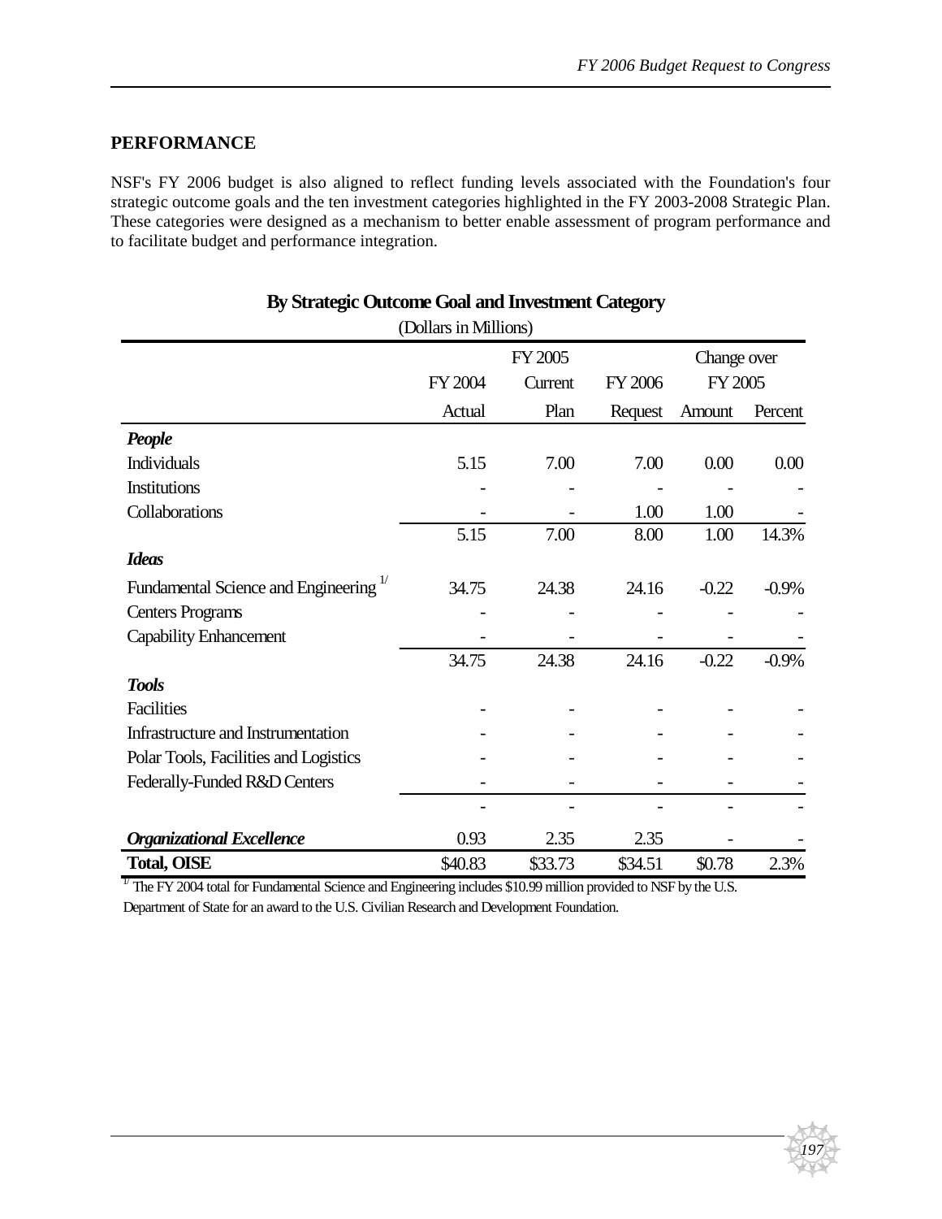## PERFORMANCE

NSF's FY 2006 budget is also aligned to reflect funding levels associated with the Foundation's four strategic outcome goals and the ten investment categories highlighted in the FY 2003-2008 Strategic Plan. These categories were designed as a mechanism to better enable assessment of program performance and to facilitate budget and performance integration.

**By Strategic Outcome Goal and Investment Category**

(Dollars in Millions)

| | FY 2004 Actual | FY 2005 Current Plan | FY 2006 Request | Change over FY 2005 | |
|---|---|---|---|---|---|
| | | | | Amount | Percent |
| ***People*** | | | | | |
| Individuals | 5.15 | 7.00 | 7.00 | 0.00 | 0.00 |
| Institutions | - | - | - | - | - |
| Collaborations | - | - | 1.00 | 1.00 | - |
| | 5.15 | 7.00 | 8.00 | 1.00 | 14.3% |
| ***Ideas*** | | | | | |
| Fundamental Science and Engineering [1/] | 34.75 | 24.38 | 24.16 | -0.22 | -0.9% |
| Centers Programs | - | - | - | - | - |
| Capability Enhancement | - | - | - | - | - |
| | 34.75 | 24.38 | 24.16 | -0.22 | -0.9% |
| ***Tools*** | | | | | |
| Facilities | - | - | - | - | - |
| Infrastructure and Instrumentation | - | - | - | - | - |
| Polar Tools, Facilities and Logistics | - | - | - | - | - |
| Federally-Funded R&D Centers | - | - | - | - | - |
| | - | - | - | - | - |
| ***Organizational Excellence*** | 0.93 | 2.35 | 2.35 | - | - |
| **Total, OISE** | $40.83 | $33.73 | $34.51 | $0.78 | 2.3% |

[1/] The FY 2004 total for Fundamental Science and Engineering includes $10.99 million provided to NSF by the U.S. Department of State for an award to the U.S. Civilian Research and Development Foundation.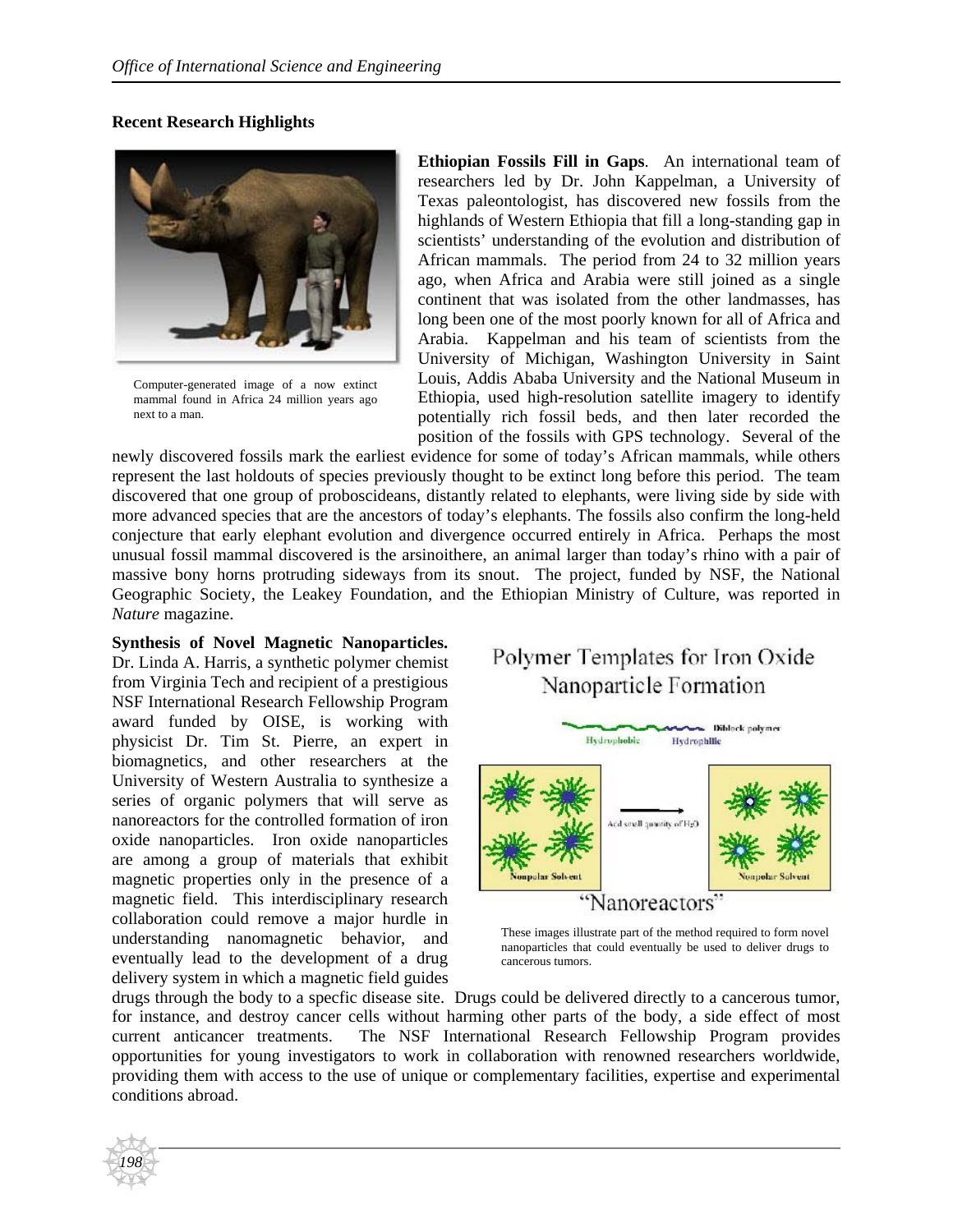## Recent Research Highlights

Computer-generated image of a now extinct mammal found in Africa 24 million years ago next to a man.

**Ethiopian Fossils Fill in Gaps**. An international team of researchers led by Dr. John Kappelman, a University of Texas paleontologist, has discovered new fossils from the highlands of Western Ethiopia that fill a long-standing gap in scientists' understanding of the evolution and distribution of African mammals. The period from 24 to 32 million years ago, when Africa and Arabia were still joined as a single continent that was isolated from the other landmasses, has long been one of the most poorly known for all of Africa and Arabia. Kappelman and his team of scientists from the University of Michigan, Washington University in Saint Louis, Addis Ababa University and the National Museum in Ethiopia, used high-resolution satellite imagery to identify potentially rich fossil beds, and then later recorded the position of the fossils with GPS technology. Several of the newly discovered fossils mark the earliest evidence for some of today's African mammals, while others represent the last holdouts of species previously thought to be extinct long before this period. The team discovered that one group of proboscideans, distantly related to elephants, were living side by side with more advanced species that are the ancestors of today's elephants. The fossils also confirm the long-held conjecture that early elephant evolution and divergence occurred entirely in Africa. Perhaps the most unusual fossil mammal discovered is the arsinoithere, an animal larger than today's rhino with a pair of massive bony horns protruding sideways from its snout. The project, funded by NSF, the National Geographic Society, the Leakey Foundation, and the Ethiopian Ministry of Culture, was reported in *Nature* magazine.

**Synthesis of Novel Magnetic Nanoparticles.** Dr. Linda A. Harris, a synthetic polymer chemist from Virginia Tech and recipient of a prestigious NSF International Research Fellowship Program award funded by OISE, is working with physicist Dr. Tim St. Pierre, an expert in biomagnetics, and other researchers at the University of Western Australia to synthesize a series of organic polymers that will serve as nanoreactors for the controlled formation of iron oxide nanoparticles. Iron oxide nanoparticles are among a group of materials that exhibit magnetic properties only in the presence of a magnetic field. This interdisciplinary research collaboration could remove a major hurdle in understanding nanomagnetic behavior, and eventually lead to the development of a drug delivery system in which a magnetic field guides drugs through the body to a specfic disease site. Drugs could be delivered directly to a cancerous tumor, for instance, and destroy cancer cells without harming other parts of the body, a side effect of most current anticancer treatments. The NSF International Research Fellowship Program provides opportunities for young investigators to work in collaboration with renowned researchers worldwide, providing them with access to the use of unique or complementary facilities, expertise and experimental conditions abroad.

Polymer Templates for Iron Oxide Nanoparticle Formation

Diblock polymer — Hydrophobic — Hydrophilic

Nonpolar Solvent — Add small quantity of $H_2O$ — Nonpolar Solvent

"Nanoreactors"

These images illustrate part of the method required to form novel nanoparticles that could eventually be used to deliver drugs to cancerous tumors.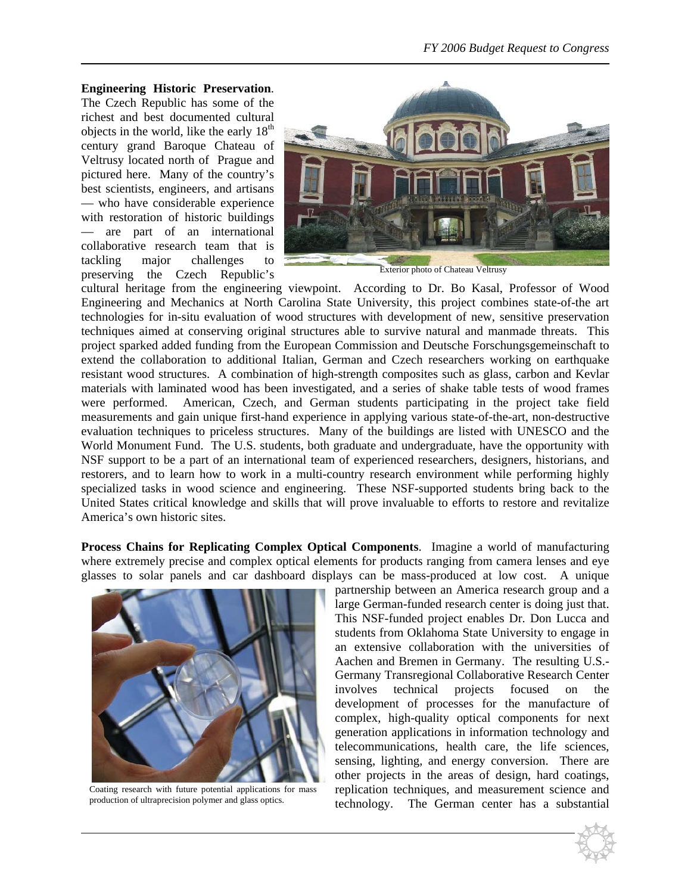**Engineering Historic Preservation**. The Czech Republic has some of the richest and best documented cultural objects in the world, like the early 18$^{th}$ century grand Baroque Chateau of Veltrusy located north of Prague and pictured here. Many of the country's best scientists, engineers, and artisans — who have considerable experience with restoration of historic buildings — are part of an international collaborative research team that is tackling major challenges to preserving the Czech Republic's cultural heritage from the engineering viewpoint. According to Dr. Bo Kasal, Professor of Wood Engineering and Mechanics at North Carolina State University, this project combines state-of-the art technologies for in-situ evaluation of wood structures with development of new, sensitive preservation techniques aimed at conserving original structures able to survive natural and manmade threats. This project sparked added funding from the European Commission and Deutsche Forschungsgemeinschaft to extend the collaboration to additional Italian, German and Czech researchers working on earthquake resistant wood structures. A combination of high-strength composites such as glass, carbon and Kevlar materials with laminated wood has been investigated, and a series of shake table tests of wood frames were performed. American, Czech, and German students participating in the project take field measurements and gain unique first-hand experience in applying various state-of-the-art, non-destructive evaluation techniques to priceless structures. Many of the buildings are listed with UNESCO and the World Monument Fund. The U.S. students, both graduate and undergraduate, have the opportunity with NSF support to be a part of an international team of experienced researchers, designers, historians, and restorers, and to learn how to work in a multi-country research environment while performing highly specialized tasks in wood science and engineering. These NSF-supported students bring back to the United States critical knowledge and skills that will prove invaluable to efforts to restore and revitalize America's own historic sites.

Exterior photo of Chateau Veltrusy

**Process Chains for Replicating Complex Optical Components**. Imagine a world of manufacturing where extremely precise and complex optical elements for products ranging from camera lenses and eye glasses to solar panels and car dashboard displays can be mass-produced at low cost. A unique partnership between an America research group and a large German-funded research center is doing just that. This NSF-funded project enables Dr. Don Lucca and students from Oklahoma State University to engage in an extensive collaboration with the universities of Aachen and Bremen in Germany. The resulting U.S.-Germany Transregional Collaborative Research Center involves technical projects focused on the development of processes for the manufacture of complex, high-quality optical components for next generation applications in information technology and telecommunications, health care, the life sciences, sensing, lighting, and energy conversion. There are other projects in the areas of design, hard coatings, replication techniques, and measurement science and technology. The German center has a substantial

Coating research with future potential applications for mass production of ultraprecision polymer and glass optics.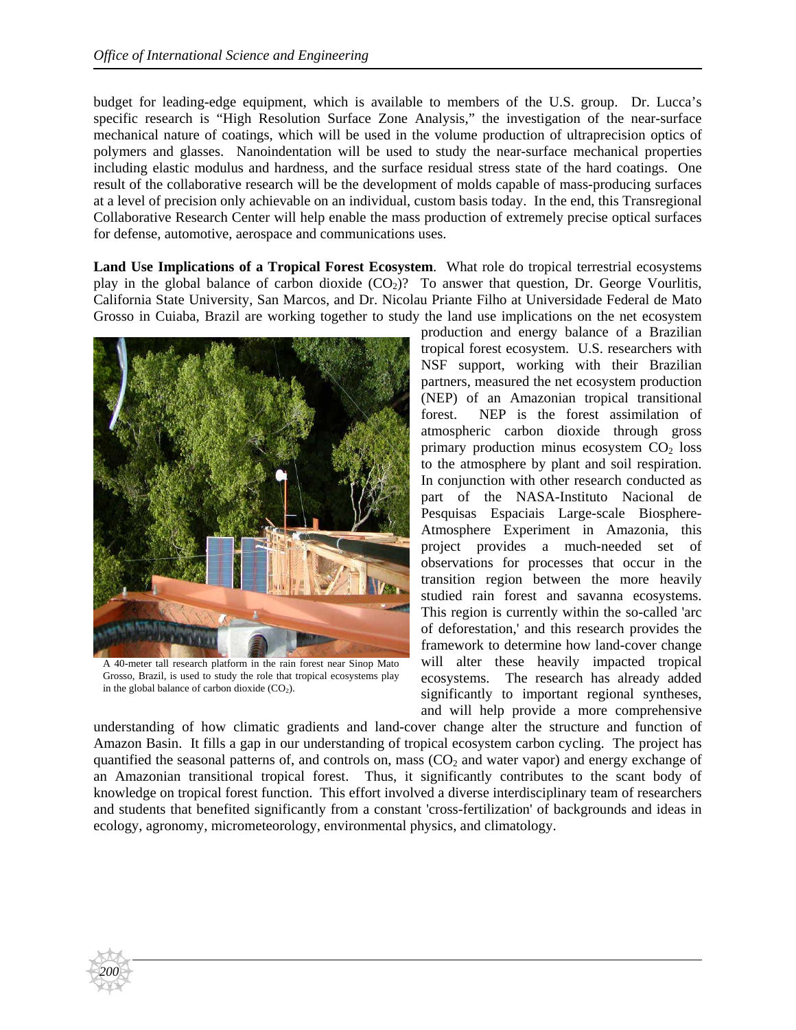budget for leading-edge equipment, which is available to members of the U.S. group. Dr. Lucca's specific research is "High Resolution Surface Zone Analysis," the investigation of the near-surface mechanical nature of coatings, which will be used in the volume production of ultraprecision optics of polymers and glasses. Nanoindentation will be used to study the near-surface mechanical properties including elastic modulus and hardness, and the surface residual stress state of the hard coatings. One result of the collaborative research will be the development of molds capable of mass-producing surfaces at a level of precision only achievable on an individual, custom basis today. In the end, this Transregional Collaborative Research Center will help enable the mass production of extremely precise optical surfaces for defense, automotive, aerospace and communications uses.

**Land Use Implications of a Tropical Forest Ecosystem**. What role do tropical terrestrial ecosystems play in the global balance of carbon dioxide ($CO_2$)? To answer that question, Dr. George Vourlitis, California State University, San Marcos, and Dr. Nicolau Priante Filho at Universidade Federal de Mato Grosso in Cuiaba, Brazil are working together to study the land use implications on the net ecosystem production and energy balance of a Brazilian tropical forest ecosystem. U.S. researchers with NSF support, working with their Brazilian partners, measured the net ecosystem production (NEP) of an Amazonian tropical transitional forest. NEP is the forest assimilation of atmospheric carbon dioxide through gross primary production minus ecosystem $CO_2$ loss to the atmosphere by plant and soil respiration. In conjunction with other research conducted as part of the NASA-Instituto Nacional de Pesquisas Espaciais Large-scale Biosphere-Atmosphere Experiment in Amazonia, this project provides a much-needed set of observations for processes that occur in the transition region between the more heavily studied rain forest and savanna ecosystems. This region is currently within the so-called 'arc of deforestation,' and this research provides the framework to determine how land-cover change will alter these heavily impacted tropical ecosystems. The research has already added significantly to important regional syntheses, and will help provide a more comprehensive understanding of how climatic gradients and land-cover change alter the structure and function of Amazon Basin. It fills a gap in our understanding of tropical ecosystem carbon cycling. The project has quantified the seasonal patterns of, and controls on, mass ($CO_2$ and water vapor) and energy exchange of an Amazonian transitional tropical forest. Thus, it significantly contributes to the scant body of knowledge on tropical forest function. This effort involved a diverse interdisciplinary team of researchers and students that benefited significantly from a constant 'cross-fertilization' of backgrounds and ideas in ecology, agronomy, micrometeorology, environmental physics, and climatology.

A 40-meter tall research platform in the rain forest near Sinop Mato Grosso, Brazil, is used to study the role that tropical ecosystems play in the global balance of carbon dioxide ($CO_2$).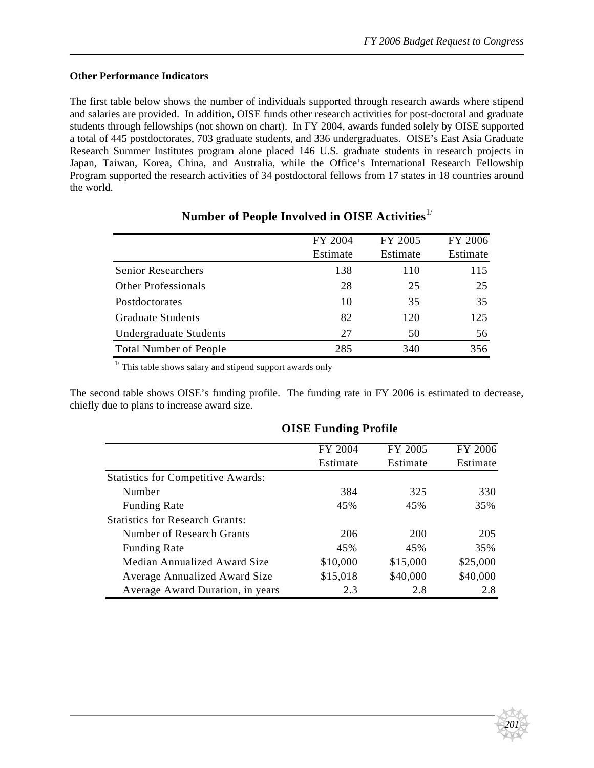**Other Performance Indicators**

The first table below shows the number of individuals supported through research awards where stipend and salaries are provided. In addition, OISE funds other research activities for post-doctoral and graduate students through fellowships (not shown on chart). In FY 2004, awards funded solely by OISE supported a total of 445 postdoctorates, 703 graduate students, and 336 undergraduates. OISE's East Asia Graduate Research Summer Institutes program alone placed 146 U.S. graduate students in research projects in Japan, Taiwan, Korea, China, and Australia, while the Office's International Research Fellowship Program supported the research activities of 34 postdoctoral fellows from 17 states in 18 countries around the world.

**Number of People Involved in OISE Activities**[1/]

| | FY 2004 Estimate | FY 2005 Estimate | FY 2006 Estimate |
|---|---|---|---|
| Senior Researchers | 138 | 110 | 115 |
| Other Professionals | 28 | 25 | 25 |
| Postdoctorates | 10 | 35 | 35 |
| Graduate Students | 82 | 120 | 125 |
| Undergraduate Students | 27 | 50 | 56 |
| Total Number of People | 285 | 340 | 356 |

[1/] This table shows salary and stipend support awards only

The second table shows OISE's funding profile. The funding rate in FY 2006 is estimated to decrease, chiefly due to plans to increase award size.

**OISE Funding Profile**

| | FY 2004 Estimate | FY 2005 Estimate | FY 2006 Estimate |
|---|---|---|---|
| Statistics for Competitive Awards: | | | |
| Number | 384 | 325 | 330 |
| Funding Rate | 45% | 45% | 35% |
| Statistics for Research Grants: | | | |
| Number of Research Grants | 206 | 200 | 205 |
| Funding Rate | 45% | 45% | 35% |
| Median Annualized Award Size | $10,000 | $15,000 | $25,000 |
| Average Annualized Award Size | $15,018 | $40,000 | $40,000 |
| Average Award Duration, in years | 2.3 | 2.8 | 2.8 |